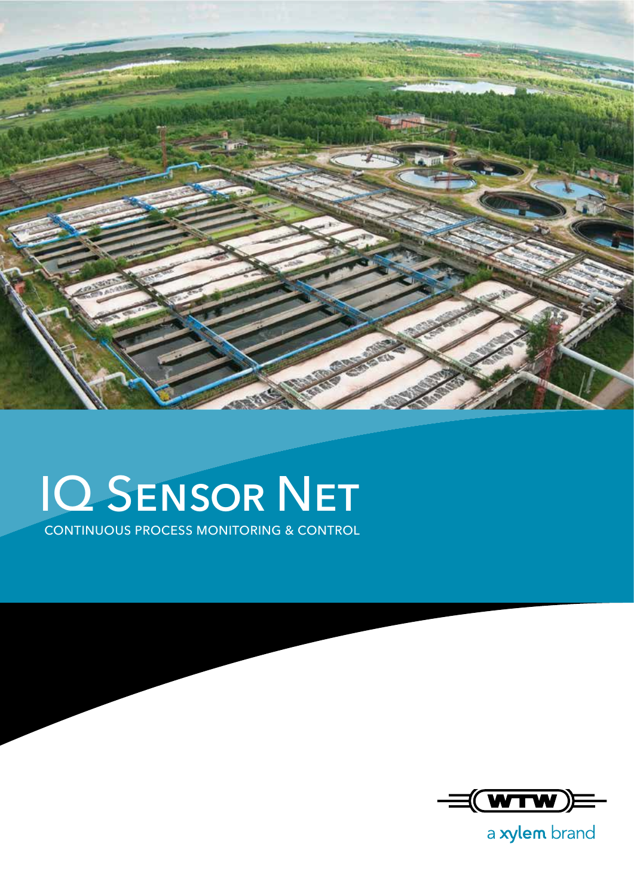# IQ Sensor Net

CONTINUOUS PROCESS MONITORING & CONTROL

WTW

a xylem brand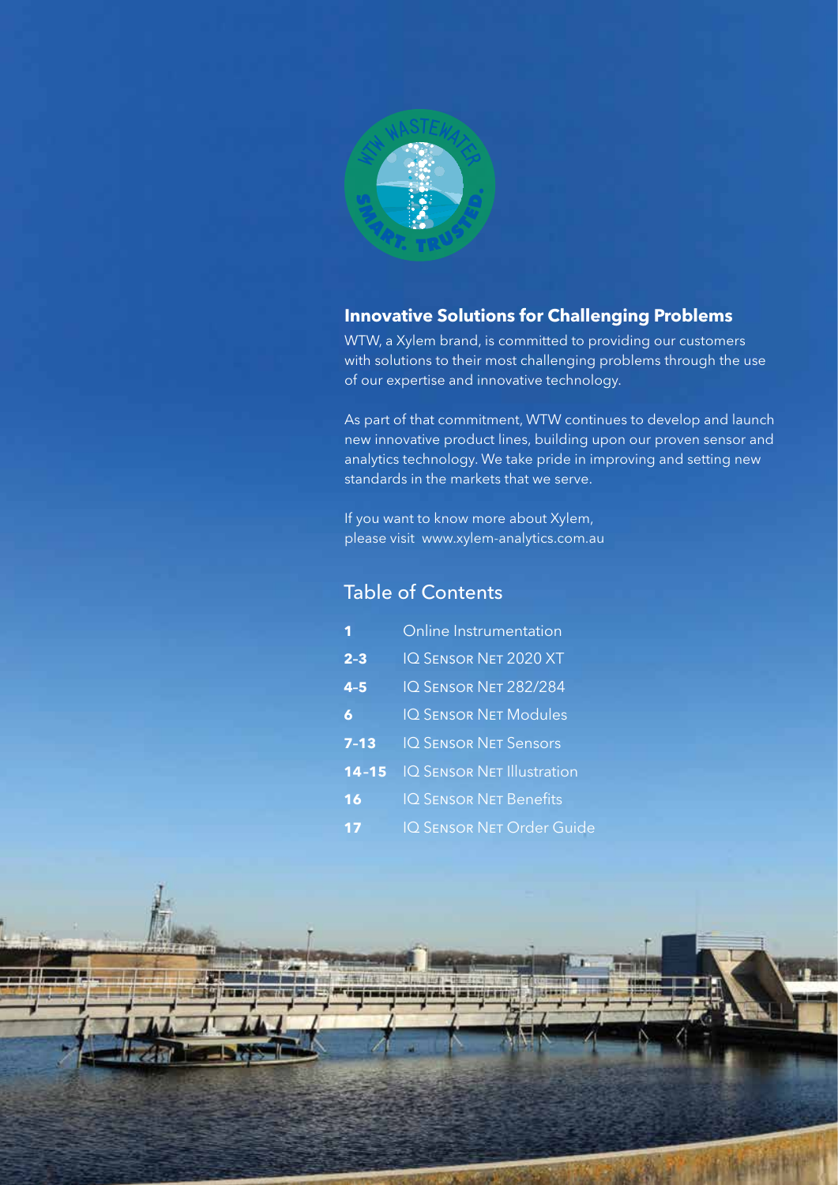## Innovative Solutions for Challenging Problems

WTW, a Xylem brand, is committed to providing our customers with solutions to their most challenging problems through the use of our expertise and innovative technology.

As part of that commitment, WTW continues to develop and launch new innovative product lines, building upon our proven sensor and analytics technology. We take pride in improving and setting new standards in the markets that we serve.

If you want to know more about Xylem, please visit www.xylem-analytics.com.au

## Table of Contents

| | |
|---|---|
| **1** | Online Instrumentation |
| **2-3** | IQ Sensor Net 2020 XT |
| **4-5** | IQ Sensor Net 282/284 |
| **6** | IQ Sensor Net Modules |
| **7-13** | IQ Sensor Net Sensors |
| **14-15** | IQ Sensor Net Illustration |
| **16** | IQ Sensor Net Benefits |
| **17** | IQ Sensor Net Order Guide |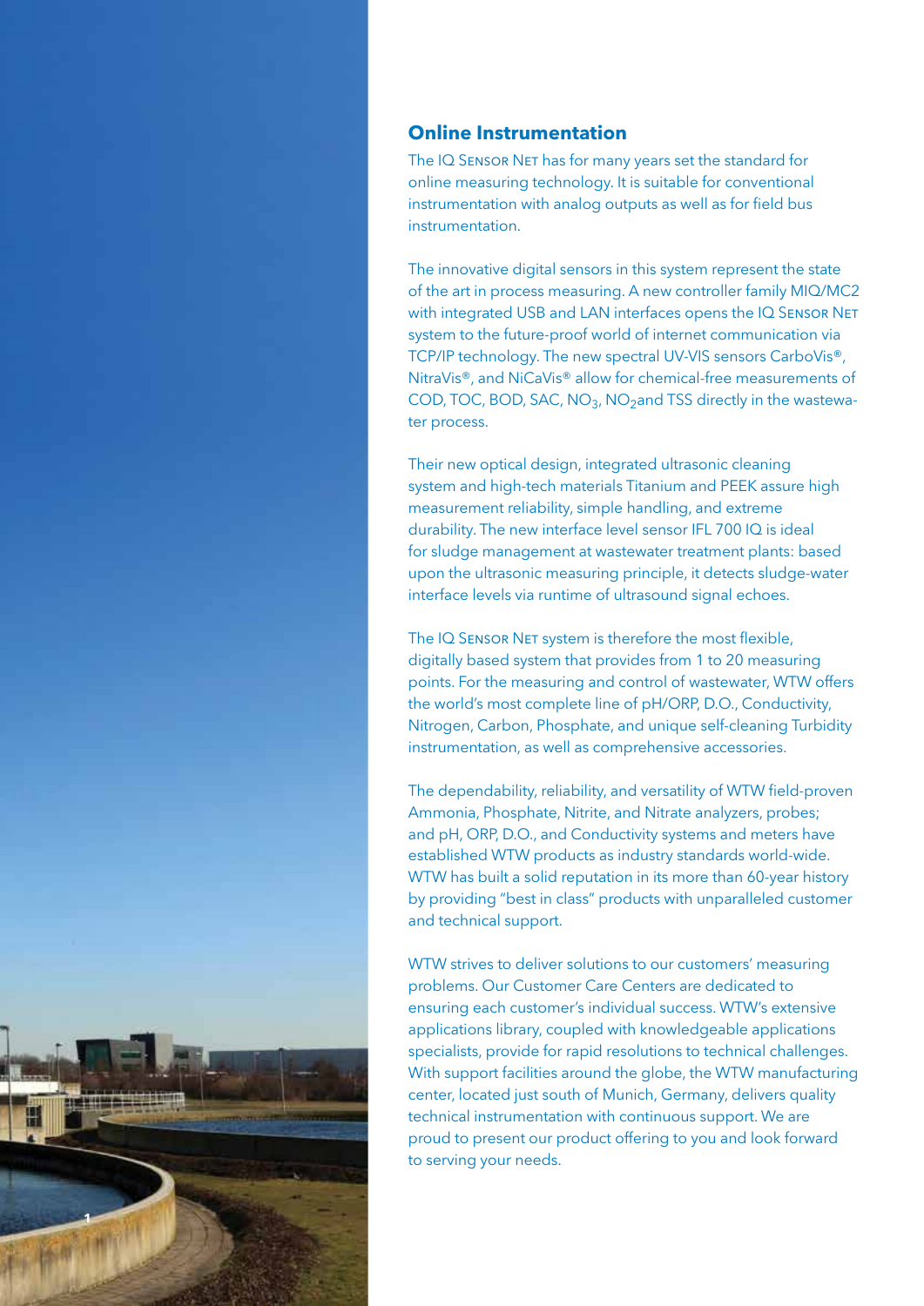## Online Instrumentation

The IQ Sensor Net has for many years set the standard for online measuring technology. It is suitable for conventional instrumentation with analog outputs as well as for field bus instrumentation.

The innovative digital sensors in this system represent the state of the art in process measuring. A new controller family MIQ/MC2 with integrated USB and LAN interfaces opens the IQ Sensor Net system to the future-proof world of internet communication via TCP/IP technology. The new spectral UV-VIS sensors CarboVis®, NitraVis®, and NiCaVis® allow for chemical-free measurements of COD, TOC, BOD, SAC, $NO_3$, $NO_2$and TSS directly in the wastewater process.

Their new optical design, integrated ultrasonic cleaning system and high-tech materials Titanium and PEEK assure high measurement reliability, simple handling, and extreme durability. The new interface level sensor IFL 700 IQ is ideal for sludge management at wastewater treatment plants: based upon the ultrasonic measuring principle, it detects sludge-water interface levels via runtime of ultrasound signal echoes.

The IQ Sensor Net system is therefore the most flexible, digitally based system that provides from 1 to 20 measuring points. For the measuring and control of wastewater, WTW offers the world's most complete line of pH/ORP, D.O., Conductivity, Nitrogen, Carbon, Phosphate, and unique self-cleaning Turbidity instrumentation, as well as comprehensive accessories.

The dependability, reliability, and versatility of WTW field-proven Ammonia, Phosphate, Nitrite, and Nitrate analyzers, probes; and pH, ORP, D.O., and Conductivity systems and meters have established WTW products as industry standards world-wide. WTW has built a solid reputation in its more than 60-year history by providing "best in class" products with unparalleled customer and technical support.

WTW strives to deliver solutions to our customers' measuring problems. Our Customer Care Centers are dedicated to ensuring each customer's individual success. WTW's extensive applications library, coupled with knowledgeable applications specialists, provide for rapid resolutions to technical challenges. With support facilities around the globe, the WTW manufacturing center, located just south of Munich, Germany, delivers quality technical instrumentation with continuous support. We are proud to present our product offering to you and look forward to serving your needs.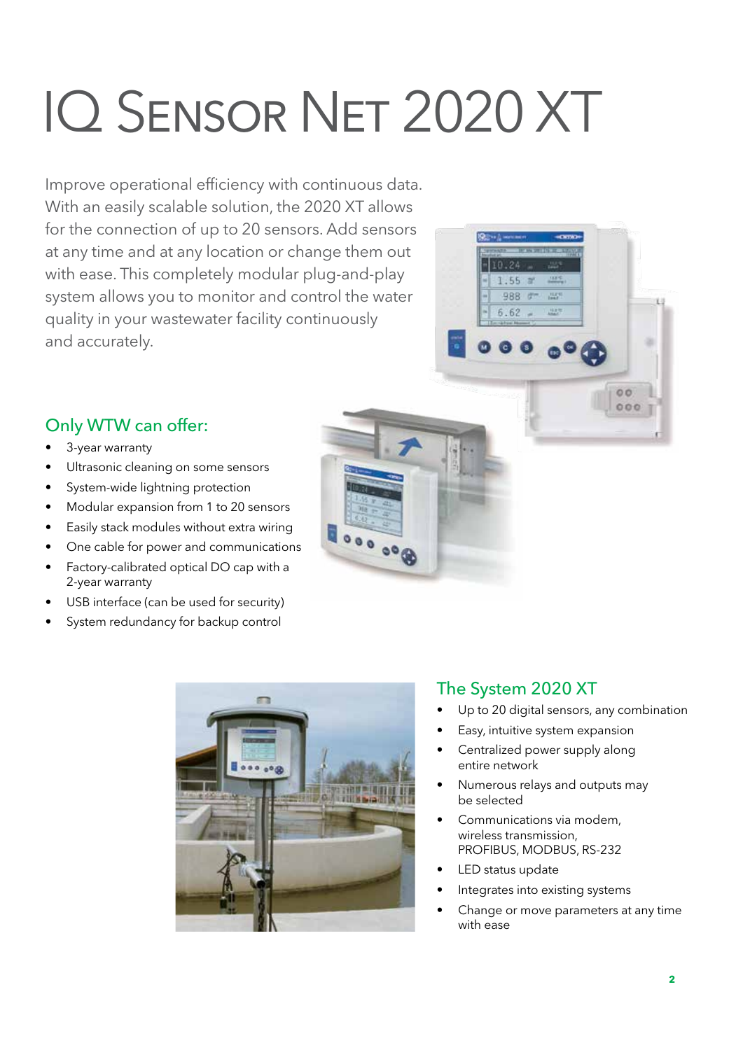# IQ Sensor Net 2020 XT

Improve operational efficiency with continuous data. With an easily scalable solution, the 2020 XT allows for the connection of up to 20 sensors. Add sensors at any time and at any location or change them out with ease. This completely modular plug-and-play system allows you to monitor and control the water quality in your wastewater facility continuously and accurately.

## Only WTW can offer:

- 3-year warranty
- Ultrasonic cleaning on some sensors
- System-wide lightning protection
- Modular expansion from 1 to 20 sensors
- Easily stack modules without extra wiring
- One cable for power and communications
- Factory-calibrated optical DO cap with a 2-year warranty
- USB interface (can be used for security)
- System redundancy for backup control

## The System 2020 XT

- Up to 20 digital sensors, any combination
- Easy, intuitive system expansion
- Centralized power supply along entire network
- Numerous relays and outputs may be selected
- Communications via modem, wireless transmission, PROFIBUS, MODBUS, RS-232
- LED status update
- Integrates into existing systems
- Change or move parameters at any time with ease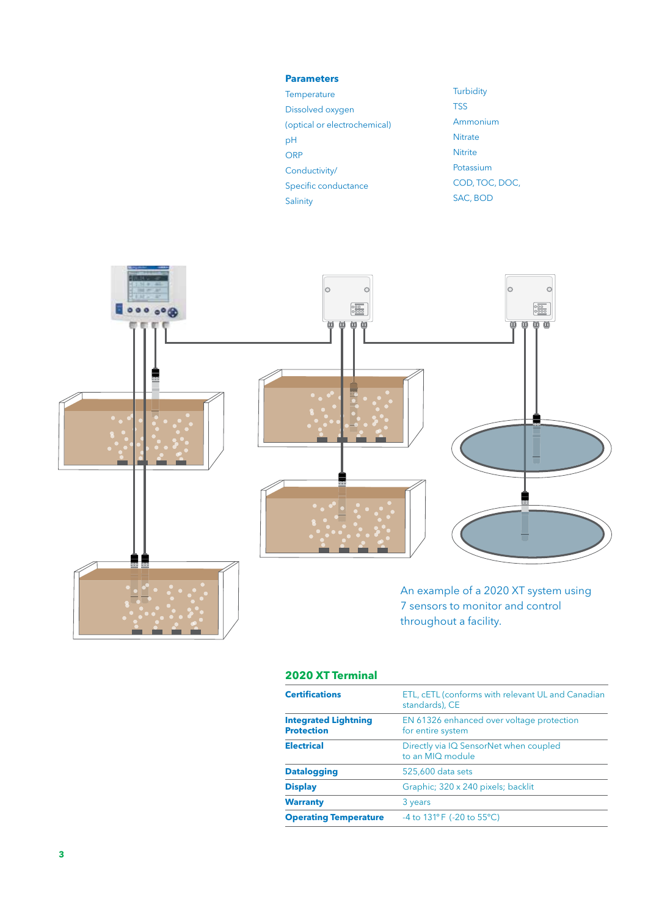## Parameters

- Temperature
- Dissolved oxygen (optical or electrochemical)
- pH
- ORP
- Conductivity/ Specific conductance
- Salinity
- Turbidity
- TSS
- Ammonium
- Nitrate
- Nitrite
- Potassium
- COD, TOC, DOC, SAC, BOD

An example of a 2020 XT system using 7 sensors to monitor and control throughout a facility.

## 2020 XT Terminal

| | |
|---|---|
| **Certifications** | ETL, cETL (conforms with relevant UL and Canadian standards), CE |
| **Integrated Lightning Protection** | EN 61326 enhanced over voltage protection for entire system |
| **Electrical** | Directly via IQ SensorNet when coupled to an MIQ module |
| **Datalogging** | 525,600 data sets |
| **Display** | Graphic; 320 x 240 pixels; backlit |
| **Warranty** | 3 years |
| **Operating Temperature** | -4 to 131° F (-20 to 55°C) |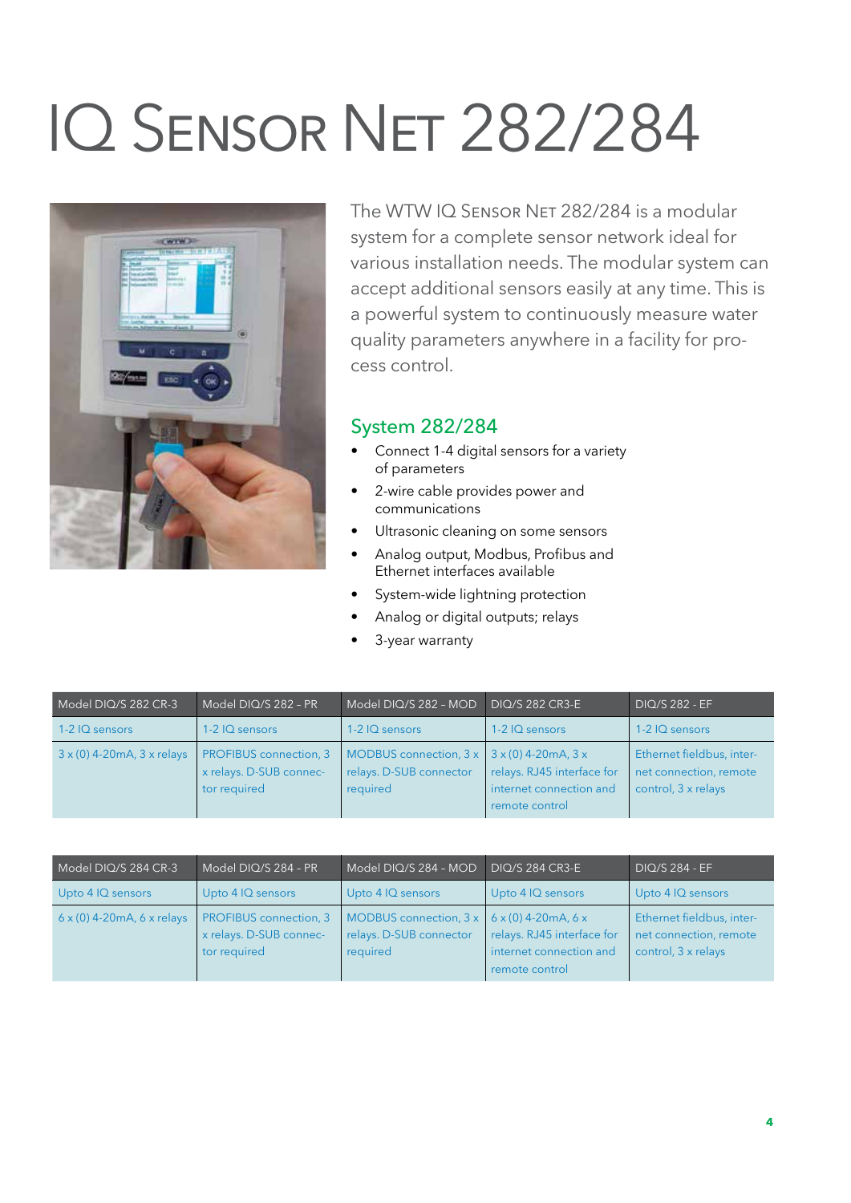# IQ Sensor Net 282/284

The WTW IQ Sensor Net 282/284 is a modular system for a complete sensor network ideal for various installation needs. The modular system can accept additional sensors easily at any time. This is a powerful system to continuously measure water quality parameters anywhere in a facility for process control.

## System 282/284

- Connect 1-4 digital sensors for a variety of parameters
- 2-wire cable provides power and communications
- Ultrasonic cleaning on some sensors
- Analog output, Modbus, Profibus and Ethernet interfaces available
- System-wide lightning protection
- Analog or digital outputs; relays
- 3-year warranty

| Model DIQ/S 282 CR-3 | Model DIQ/S 282 - PR | Model DIQ/S 282 - MOD | DIQ/S 282 CR3-E | DIQ/S 282 - EF |
|---|---|---|---|---|
| 1-2 IQ sensors | 1-2 IQ sensors | 1-2 IQ sensors | 1-2 IQ sensors | 1-2 IQ sensors |
| 3 x (0) 4-20mA, 3 x relays | PROFIBUS connection, 3 x relays. D-SUB connector required | MODBUS connection, 3 x relays. D-SUB connector required | 3 x (0) 4-20mA, 3 x relays. RJ45 interface for internet connection and remote control | Ethernet fieldbus, internet connection, remote control, 3 x relays |

| Model DIQ/S 284 CR-3 | Model DIQ/S 284 - PR | Model DIQ/S 284 - MOD | DIQ/S 284 CR3-E | DIQ/S 284 - EF |
|---|---|---|---|---|
| Upto 4 IQ sensors | Upto 4 IQ sensors | Upto 4 IQ sensors | Upto 4 IQ sensors | Upto 4 IQ sensors |
| 6 x (0) 4-20mA, 6 x relays | PROFIBUS connection, 3 x relays. D-SUB connector required | MODBUS connection, 3 x relays. D-SUB connector required | 6 x (0) 4-20mA, 6 x relays. RJ45 interface for internet connection and remote control | Ethernet fieldbus, internet connection, remote control, 3 x relays |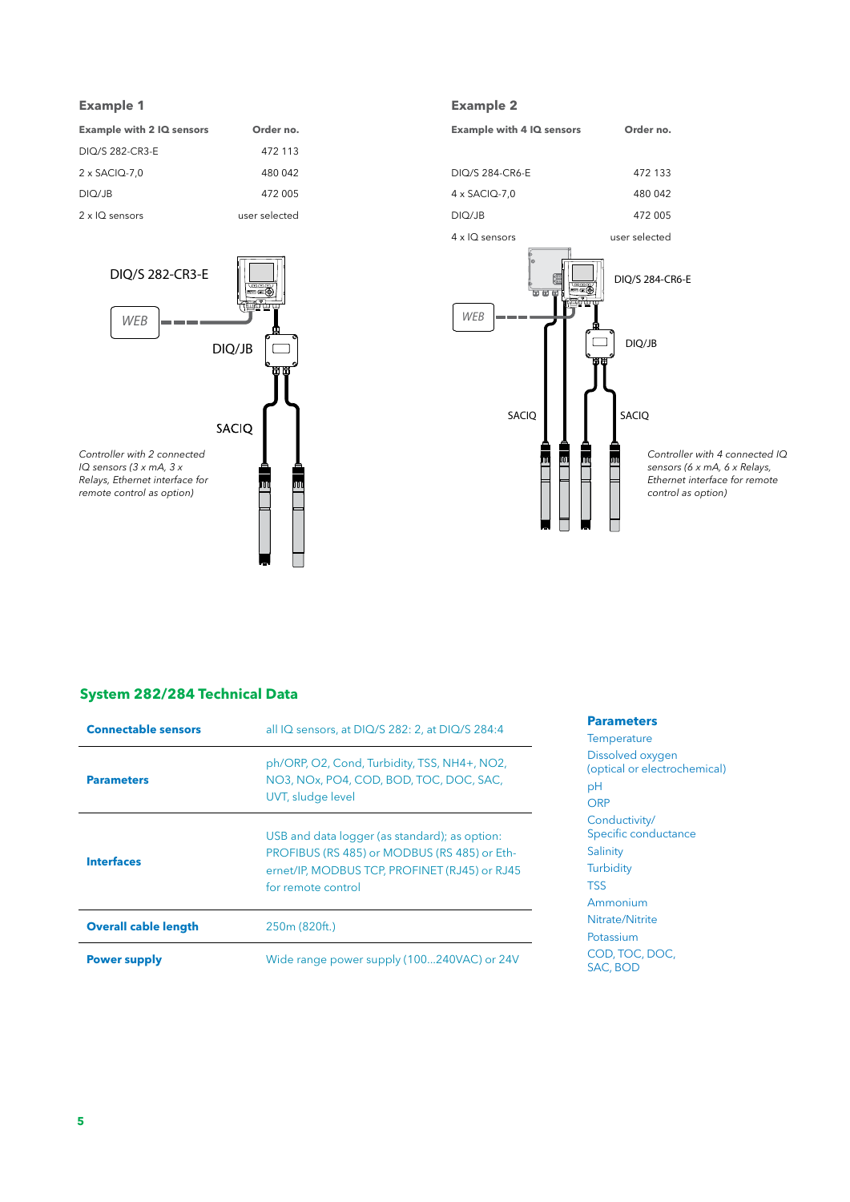## Example 1

| Example with 2 IQ sensors | Order no. |
|---|---|
| DIQ/S 282-CR3-E | 472 113 |
| 2 x SACIQ-7,0 | 480 042 |
| DIQ/JB | 472 005 |
| 2 x IQ sensors | user selected |

DIQ/S 282-CR3-E

WEB

DIQ/JB

SACIQ

*Controller with 2 connected IQ sensors (3 x mA, 3 x Relays, Ethernet interface for remote control as option)*

## Example 2

| Example with 4 IQ sensors | Order no. |
|---|---|
| DIQ/S 284-CR6-E | 472 133 |
| 4 x SACIQ-7,0 | 480 042 |
| DIQ/JB | 472 005 |
| 4 x IQ sensors | user selected |

DIQ/S 284-CR6-E

WEB

DIQ/JB

SACIQ

SACIQ

*Controller with 4 connected IQ sensors (6 x mA, 6 x Relays, Ethernet interface for remote control as option)*

## System 282/284 Technical Data

| | |
|---|---|
| **Connectable sensors** | all IQ sensors, at DIQ/S 282: 2, at DIQ/S 284:4 |
| **Parameters** | ph/ORP, O2, Cond, Turbidity, TSS, NH4+, NO2, NO3, NOx, PO4, COD, BOD, TOC, DOC, SAC, UVT, sludge level |
| **Interfaces** | USB and data logger (as standard); as option: PROFIBUS (RS 485) or MODBUS (RS 485) or Ethernet/IP, MODBUS TCP, PROFINET (RJ45) or RJ45 for remote control |
| **Overall cable length** | 250m (820ft.) |
| **Power supply** | Wide range power supply (100...240VAC) or 24V |

### Parameters

- Temperature
- Dissolved oxygen (optical or electrochemical)
- pH
- ORP
- Conductivity/ Specific conductance
- Salinity
- Turbidity
- TSS
- Ammonium
- Nitrate/Nitrite
- Potassium
- COD, TOC, DOC, SAC, BOD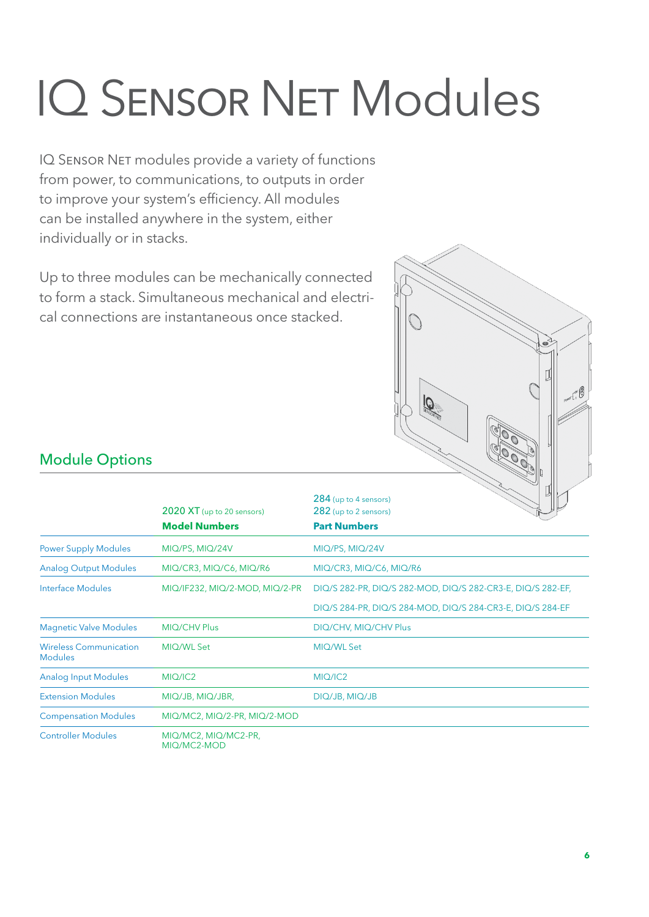# IQ Sensor Net Modules

IQ Sensor Net modules provide a variety of functions from power, to communications, to outputs in order to improve your system's efficiency. All modules can be installed anywhere in the system, either individually or in stacks.

Up to three modules can be mechanically connected to form a stack. Simultaneous mechanical and electrical connections are instantaneous once stacked.

## Module Options

| | 2020 XT (up to 20 sensors)<br>**Model Numbers** | 284 (up to 4 sensors)<br>282 (up to 2 sensors)<br>**Part Numbers** |
|---|---|---|
| Power Supply Modules | MIQ/PS, MIQ/24V | MIQ/PS, MIQ/24V |
| Analog Output Modules | MIQ/CR3, MIQ/C6, MIQ/R6 | MIQ/CR3, MIQ/C6, MIQ/R6 |
| Interface Modules | MIQ/IF232, MIQ/2-MOD, MIQ/2-PR | DIQ/S 282-PR, DIQ/S 282-MOD, DIQ/S 282-CR3-E, DIQ/S 282-EF,<br>DIQ/S 284-PR, DIQ/S 284-MOD, DIQ/S 284-CR3-E, DIQ/S 284-EF |
| Magnetic Valve Modules | MIQ/CHV Plus | DIQ/CHV, MIQ/CHV Plus |
| Wireless Communication Modules | MIQ/WL Set | MIQ/WL Set |
| Analog Input Modules | MIQ/IC2 | MIQ/IC2 |
| Extension Modules | MIQ/JB, MIQ/JBR, | DIQ/JB, MIQ/JB |
| Compensation Modules | MIQ/MC2, MIQ/2-PR, MIQ/2-MOD | |
| Controller Modules | MIQ/MC2, MIQ/MC2-PR, MIQ/MC2-MOD | |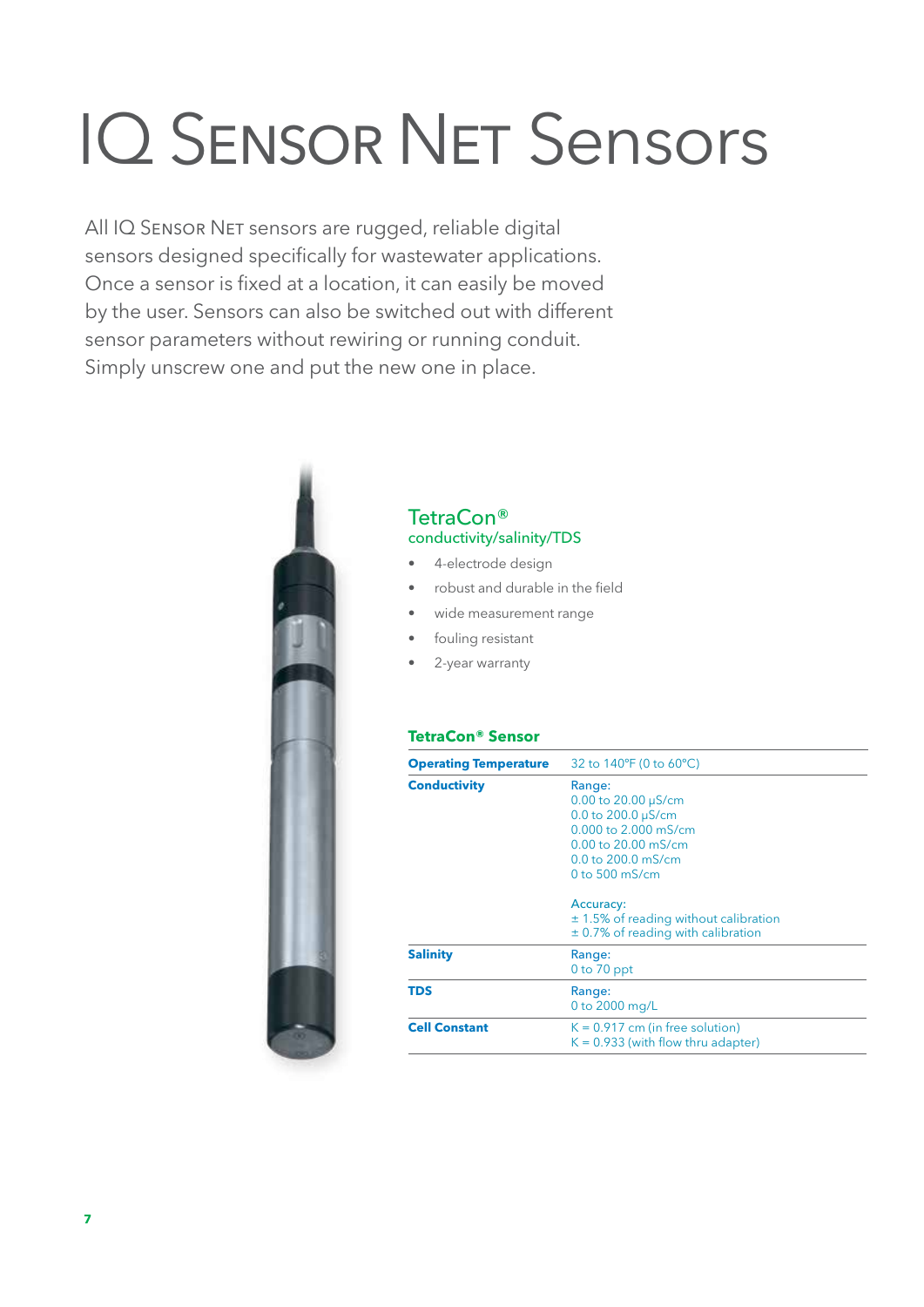# IQ SENSOR NET Sensors

All IQ SENSOR NET sensors are rugged, reliable digital sensors designed specifically for wastewater applications. Once a sensor is fixed at a location, it can easily be moved by the user. Sensors can also be switched out with different sensor parameters without rewiring or running conduit. Simply unscrew one and put the new one in place.

## TetraCon®

### conductivity/salinity/TDS

- 4-electrode design
- robust and durable in the field
- wide measurement range
- fouling resistant
- 2-year warranty

### TetraCon® Sensor

| | |
|---|---|
| **Operating Temperature** | 32 to 140°F (0 to 60°C) |
| **Conductivity** | Range:<br>0.00 to 20.00 µS/cm<br>0.0 to 200.0 µS/cm<br>0.000 to 2.000 mS/cm<br>0.00 to 20.00 mS/cm<br>0.0 to 200.0 mS/cm<br>0 to 500 mS/cm<br><br>Accuracy:<br>± 1.5% of reading without calibration<br>± 0.7% of reading with calibration |
| **Salinity** | Range:<br>0 to 70 ppt |
| **TDS** | Range:<br>0 to 2000 mg/L |
| **Cell Constant** | K = 0.917 cm (in free solution)<br>K = 0.933 (with flow thru adapter) |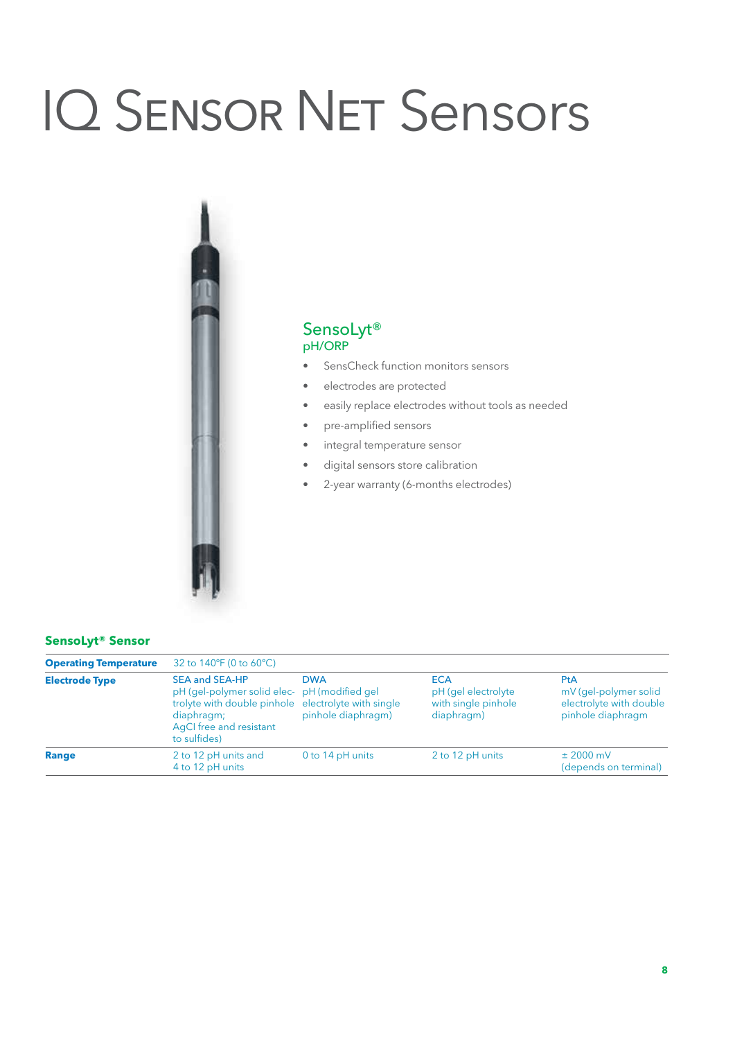# IQ Sensor Net Sensors

## SensoLyt®

pH/ORP

- SensCheck function monitors sensors
- electrodes are protected
- easily replace electrodes without tools as needed
- pre-amplified sensors
- integral temperature sensor
- digital sensors store calibration
- 2-year warranty (6-months electrodes)

### SensoLyt® Sensor

| | | | | |
|---|---|---|---|---|
| **Operating Temperature** | 32 to 140°F (0 to 60°C) | | | |
| **Electrode Type** | SEA and SEA-HP<br>pH (gel-polymer solid electrolyte with double pinhole diaphragm; AgCl free and resistant to sulfides) | DWA<br>pH (modified gel electrolyte with single pinhole diaphragm) | ECA<br>pH (gel electrolyte with single pinhole diaphragm) | PtA<br>mV (gel-polymer solid electrolyte with double pinhole diaphragm |
| **Range** | 2 to 12 pH units and 4 to 12 pH units | 0 to 14 pH units | 2 to 12 pH units | ± 2000 mV (depends on terminal) |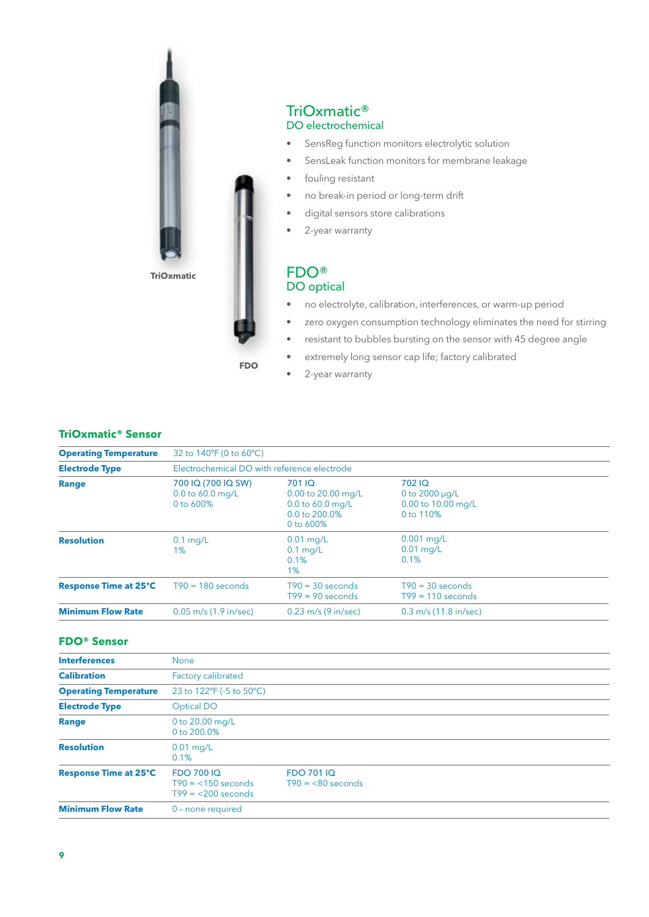TriOxmatic

FDO

## TriOxmatic®

### DO electrochemical

- SensReg function monitors electrolytic solution
- SensLeak function monitors for membrane leakage
- fouling resistant
- no break-in period or long-term drift
- digital sensors store calibrations
- 2-year warranty

## FDO®

### DO optical

- no electrolyte, calibration, interferences, or warm-up period
- zero oxygen consumption technology eliminates the need for stirring
- resistant to bubbles bursting on the sensor with 45 degree angle
- extremely long sensor cap life; factory calibrated
- 2-year warranty

### TriOxmatic® Sensor

| | | | |
|---|---|---|---|
| **Operating Temperature** | 32 to 140°F (0 to 60°C) | | |
| **Electrode Type** | Electrochemical DO with reference electrode | | |
| **Range** | 700 IQ (700 IQ SW)<br>0.0 to 60.0 mg/L<br>0 to 600% | 701 IQ<br>0.00 to 20.00 mg/L<br>0.0 to 60.0 mg/L<br>0.0 to 200.0%<br>0 to 600% | 702 IQ<br>0 to 2000 µg/L<br>0.00 to 10.00 mg/L<br>0 to 110% |
| **Resolution** | 0.1 mg/L<br>1% | 0.01 mg/L<br>0.1 mg/L<br>0.1%<br>1% | 0.001 mg/L<br>0.01 mg/L<br>0.1% |
| **Response Time at 25°C** | T90 = 180 seconds | T90 = 30 seconds<br>T99 = 90 seconds | T90 = 30 seconds<br>T99 = 110 seconds |
| **Minimum Flow Rate** | 0.05 m/s (1.9 in/sec) | 0.23 m/s (9 in/sec) | 0.3 m/s (11.8 in/sec) |

### FDO® Sensor

| | | |
|---|---|---|
| **Interferences** | None | |
| **Calibration** | Factory calibrated | |
| **Operating Temperature** | 23 to 122°F (-5 to 50°C) | |
| **Electrode Type** | Optical DO | |
| **Range** | 0 to 20.00 mg/L<br>0 to 200.0% | |
| **Resolution** | 0.01 mg/L<br>0.1% | |
| **Response Time at 25°C** | FDO 700 IQ<br>T90 = <150 seconds<br>T99 = <200 seconds | FDO 701 IQ<br>T90 = <80 seconds |
| **Minimum Flow Rate** | 0 - none required | |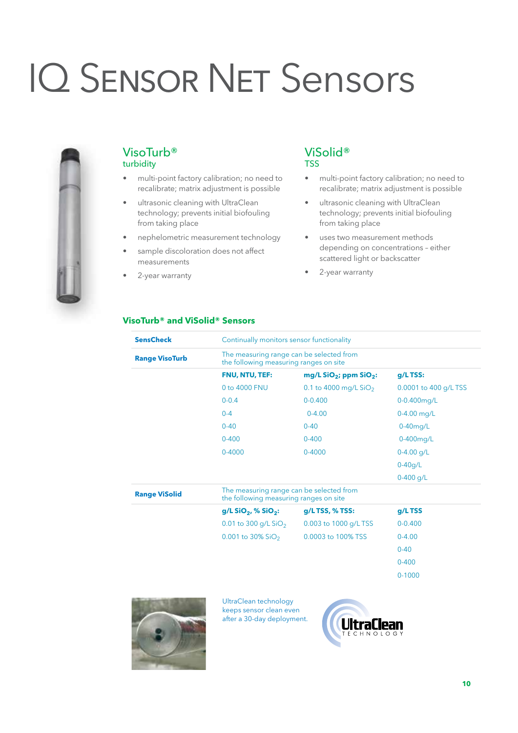# IQ Sensor Net Sensors

## VisoTurb®

turbidity

- multi-point factory calibration; no need to recalibrate; matrix adjustment is possible
- ultrasonic cleaning with UltraClean technology; prevents initial biofouling from taking place
- nephelometric measurement technology
- sample discoloration does not affect measurements
- 2-year warranty

## ViSolid®

TSS

- multi-point factory calibration; no need to recalibrate; matrix adjustment is possible
- ultrasonic cleaning with UltraClean technology; prevents initial biofouling from taking place
- uses two measurement methods depending on concentrations – either scattered light or backscatter
- 2-year warranty

### VisoTurb® and ViSolid® Sensors

| | | | |
|---|---|---|---|
| **SensCheck** | Continually monitors sensor functionality | | |
| **Range VisoTurb** | The measuring range can be selected from the following measuring ranges on site | | |
| | **FNU, NTU, TEF:** | **mg/L $SiO_2$; ppm $SiO_2$:** | **g/L TSS:** |
| | 0 to 4000 FNU | 0.1 to 4000 mg/L $SiO_2$ | 0.0001 to 400 g/L TSS |
| | 0-0.4 | 0-0.400 | 0-0.400mg/L |
| | 0-4 | 0-4.00 | 0-4.00 mg/L |
| | 0-40 | 0-40 | 0-40mg/L |
| | 0-400 | 0-400 | 0-400mg/L |
| | 0-4000 | 0-4000 | 0-4.00 g/L |
| | | | 0-40g/L |
| | | | 0-400 g/L |
| **Range ViSolid** | The measuring range can be selected from the following measuring ranges on site | | |
| | **g/L $SiO_2$, % $SiO_2$:** | **g/L TSS, % TSS:** | **g/L TSS** |
| | 0.01 to 300 g/L $SiO_2$ | 0.003 to 1000 g/L TSS | 0-0.400 |
| | 0.001 to 30% $SiO_2$ | 0.0003 to 100% TSS | 0-4.00 |
| | | | 0-40 |
| | | | 0-400 |
| | | | 0-1000 |

UltraClean technology keeps sensor clean even after a 30-day deployment.

UltraClean TECHNOLOGY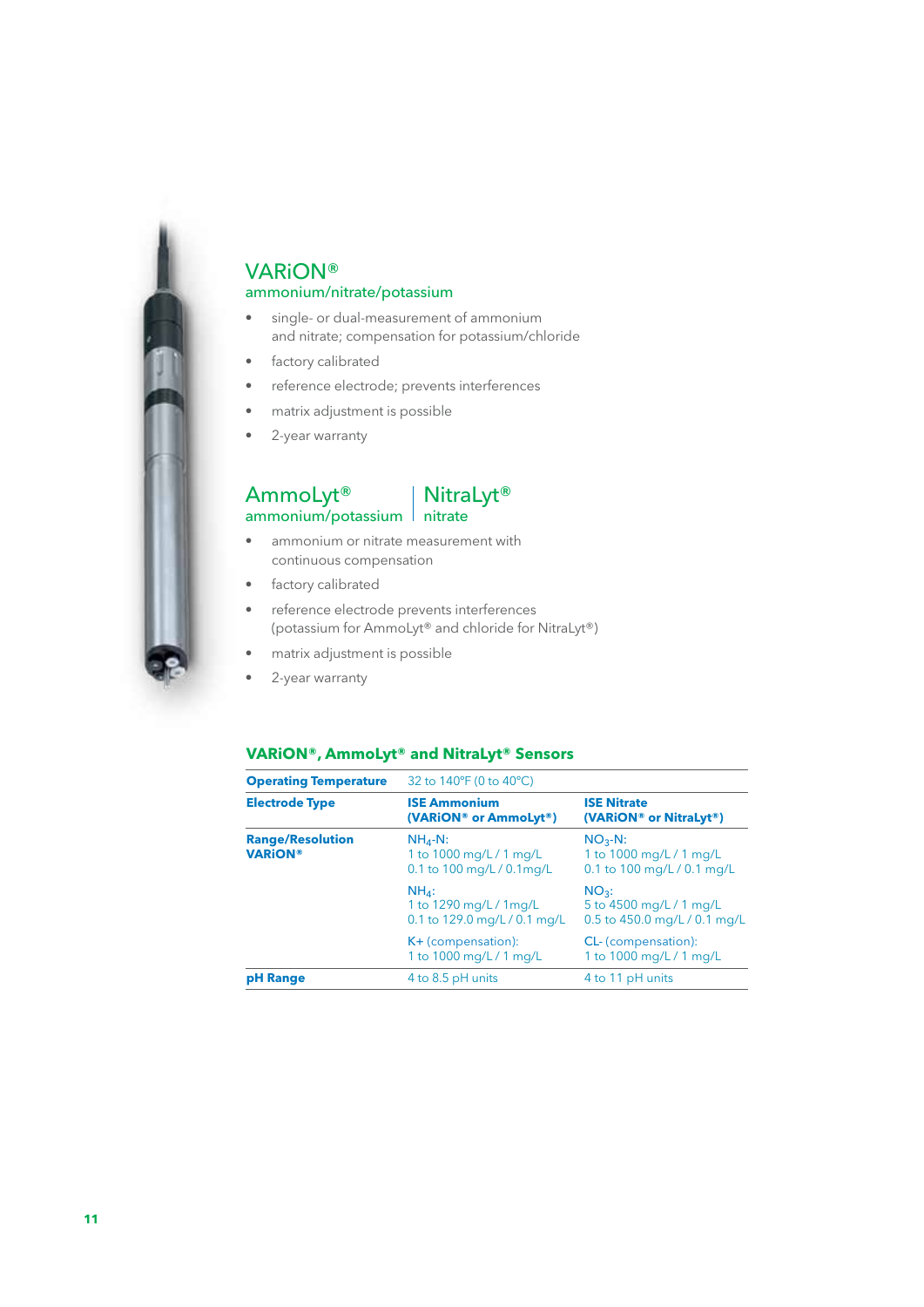## VARiON®

### ammonium/nitrate/potassium

- single- or dual-measurement of ammonium and nitrate; compensation for potassium/chloride
- factory calibrated
- reference electrode; prevents interferences
- matrix adjustment is possible
- 2-year warranty

## AmmoLyt® | NitraLyt®

### ammonium/potassium | nitrate

- ammonium or nitrate measurement with continuous compensation
- factory calibrated
- reference electrode prevents interferences (potassium for AmmoLyt® and chloride for NitraLyt®)
- matrix adjustment is possible
- 2-year warranty

### VARiON®, AmmoLyt® and NitraLyt® Sensors

| **Operating Temperature** | 32 to 140°F (0 to 40°C) | |
|---|---|---|
| **Electrode Type** | **ISE Ammonium (VARiON® or AmmoLyt®)** | **ISE Nitrate (VARiON® or NitraLyt®)** |
| **Range/Resolution VARiON®** | $NH_4$-N:<br>1 to 1000 mg/L / 1 mg/L<br>0.1 to 100 mg/L / 0.1mg/L | $NO_3$-N:<br>1 to 1000 mg/L / 1 mg/L<br>0.1 to 100 mg/L / 0.1 mg/L |
| | $NH_4$:<br>1 to 1290 mg/L / 1mg/L<br>0.1 to 129.0 mg/L / 0.1 mg/L | $NO_3$:<br>5 to 4500 mg/L / 1 mg/L<br>0.5 to 450.0 mg/L / 0.1 mg/L |
| | K+ (compensation):<br>1 to 1000 mg/L / 1 mg/L | CL- (compensation):<br>1 to 1000 mg/L / 1 mg/L |
| **pH Range** | 4 to 8.5 pH units | 4 to 11 pH units |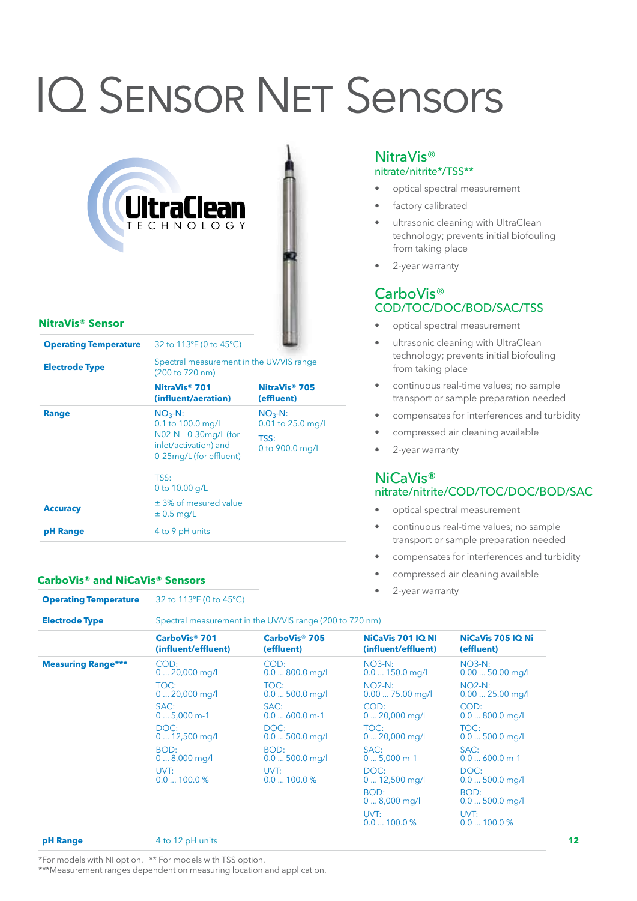# IQ Sensor Net Sensors

UltraClean TECHNOLOGY

## NitraVis® Sensor

| | | |
|---|---|---|
| **Operating Temperature** | 32 to 113°F (0 to 45°C) | |
| **Electrode Type** | Spectral measurement in the UV/VIS range (200 to 720 nm) | |
| | **NitraVis® 701 (influent/aeration)** | **NitraVis® 705 (effluent)** |
| **Range** | $NO_3$-N: 0.1 to 100.0 mg/L<br>N02-N – 0-30mg/L (for inlet/activation) and 0-25mg/L (for effluent)<br><br>TSS: 0 to 10.00 g/L | $NO_3$-N: 0.01 to 25.0 mg/L<br>TSS: 0 to 900.0 mg/L |
| **Accuracy** | ± 3% of mesured value<br>± 0.5 mg/L | |
| **pH Range** | 4 to 9 pH units | |

## CarboVis® and NiCaVis® Sensors

| | | | | |
|---|---|---|---|---|
| **Operating Temperature** | 32 to 113°F (0 to 45°C) | | | |
| **Electrode Type** | Spectral measurement in the UV/VIS range (200 to 720 nm) | | | |
| | **CarboVis® 701 (influent/effluent)** | **CarboVis® 705 (effluent)** | **NiCaVis 701 IQ NI (influent/effluent)** | **NiCaVis 705 IQ Ni (effluent)** |
| **Measuring Range*** ** | COD: 0 ... 20,000 mg/l<br>TOC: 0 ... 20,000 mg/l<br>SAC: 0 ... 5,000 m-1<br>DOC: 0 ... 12,500 mg/l<br>BOD: 0 ... 8,000 mg/l<br>UVT: 0.0 ... 100.0 % | COD: 0.0 ... 800.0 mg/l<br>TOC: 0.0 ... 500.0 mg/l<br>SAC: 0.0 ... 600.0 m-1<br>DOC: 0.0 ... 500.0 mg/l<br>BOD: 0.0 ... 500.0 mg/l<br>UVT: 0.0 ... 100.0 % | NO3-N: 0.0 ... 150.0 mg/l<br>NO2-N: 0.00 ... 75.00 mg/l<br>COD: 0 ... 20,000 mg/l<br>TOC: 0 ... 20,000 mg/l<br>SAC: 0 ... 5,000 m-1<br>DOC: 0 ... 12,500 mg/l<br>BOD: 0 ... 8,000 mg/l<br>UVT: 0.0 ... 100.0 % | NO3-N: 0.00 ... 50.00 mg/l<br>NO2-N: 0.00 ... 25.00 mg/l<br>COD: 0.0 ... 800.0 mg/l<br>TOC: 0.0 ... 500.0 mg/l<br>SAC: 0.0 ... 600.0 m-1<br>DOC: 0.0 ... 500.0 mg/l<br>BOD: 0.0 ... 500.0 mg/l<br>UVT: 0.0 ... 100.0 % |
| **pH Range** | 4 to 12 pH units | | | |

*For models with NI option. ** For models with TSS option.
***Measurement ranges dependent on measuring location and application.

## NitraVis®
nitrate/nitrite*/TSS**

- optical spectral measurement
- factory calibrated
- ultrasonic cleaning with UltraClean technology; prevents initial biofouling from taking place
- 2-year warranty

## CarboVis®
COD/TOC/DOC/BOD/SAC/TSS

- optical spectral measurement
- ultrasonic cleaning with UltraClean technology; prevents initial biofouling from taking place
- continuous real-time values; no sample transport or sample preparation needed
- compensates for interferences and turbidity
- compressed air cleaning available
- 2-year warranty

## NiCaVis®
nitrate/nitrite/COD/TOC/DOC/BOD/SAC

- optical spectral measurement
- continuous real-time values; no sample transport or sample preparation needed
- compensates for interferences and turbidity
- compressed air cleaning available
- 2-year warranty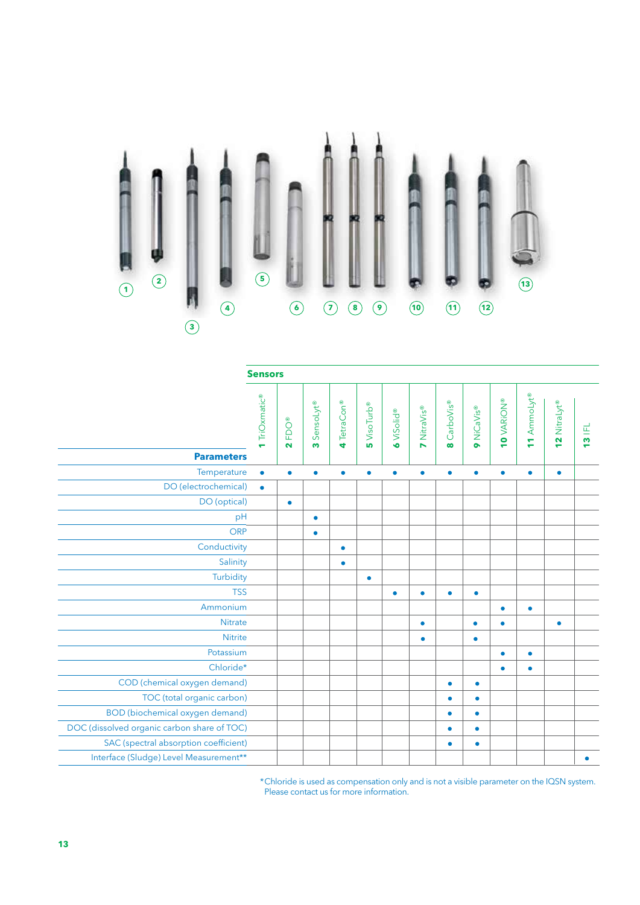| Parameters | 1 TriOxmatic® | 2 FDO® | 3 SensoLyt® | 4 TetraCon® | 5 VisoTurb® | 6 ViSolid® | 7 NitraVis® | 8 CarboVis® | 9 NiCaVis® | 10 VARiON® | 11 AmmoLyt® | 12 NitraLyt® | 13 IFL |
|---|---|---|---|---|---|---|---|---|---|---|---|---|---|
| Temperature | • | • | • | • | • | • | • | • | • | • | • | • | |
| DO (electrochemical) | • | | | | | | | | | | | | |
| DO (optical) | | • | | | | | | | | | | | |
| pH | | | • | | | | | | | | | | |
| ORP | | | • | | | | | | | | | | |
| Conductivity | | | | • | | | | | | | | | |
| Salinity | | | | • | | | | | | | | | |
| Turbidity | | | | | • | | | | | | | | |
| TSS | | | | | | • | • | • | • | | | | |
| Ammonium | | | | | | | | | | • | • | | |
| Nitrate | | | | | | | • | | • | • | | • | |
| Nitrite | | | | | | | • | | • | | | | |
| Potassium | | | | | | | | | | • | • | | |
| Chloride* | | | | | | | | | | • | • | | |
| COD (chemical oxygen demand) | | | | | | | | • | • | | | | |
| TOC (total organic carbon) | | | | | | | | • | • | | | | |
| BOD (biochemical oxygen demand) | | | | | | | | • | • | | | | |
| DOC (dissolved organic carbon share of TOC) | | | | | | | | • | • | | | | |
| SAC (spectral absorption coefficient) | | | | | | | | • | • | | | | |
| Interface (Sludge) Level Measurement** | | | | | | | | | | | | | • |

*Chloride is used as compensation only and is not a visible parameter on the IQSN system. Please contact us for more information.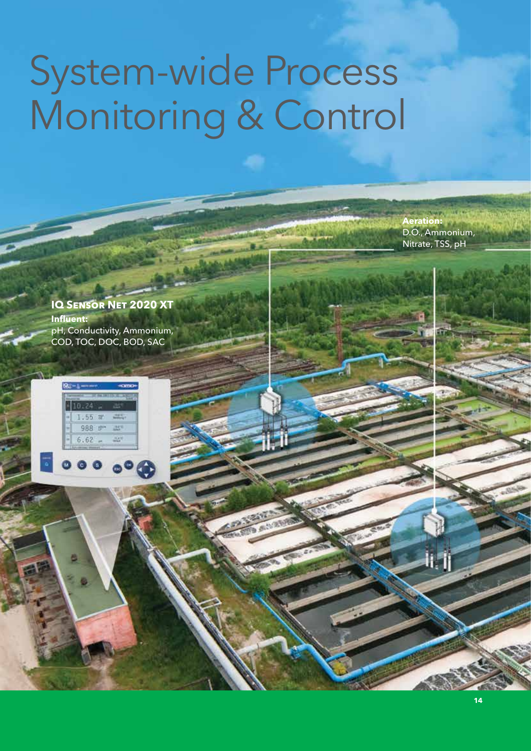# System-wide Process Monitoring & Control

**Aeration:**
D.O., Ammonium, Nitrate, TSS, pH

**IQ Sensor Net 2020 XT**

**Influent:**
pH, Conductivity, Ammonium, COD, TOC, DOC, BOD, SAC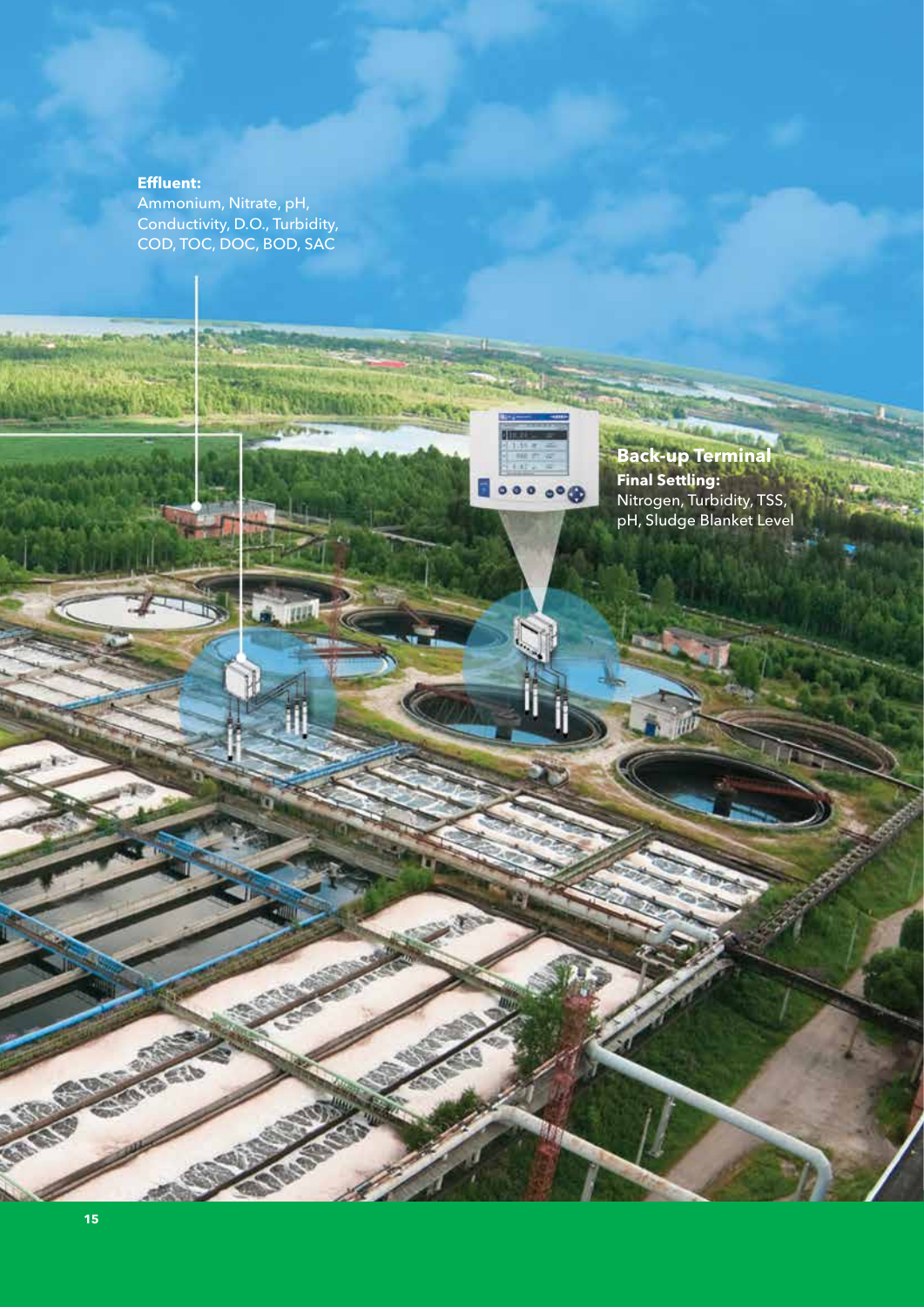**Effluent:**
Ammonium, Nitrate, pH, Conductivity, D.O., Turbidity, COD, TOC, DOC, BOD, SAC

**Back-up Terminal**

**Final Settling:**
Nitrogen, Turbidity, TSS, pH, Sludge Blanket Level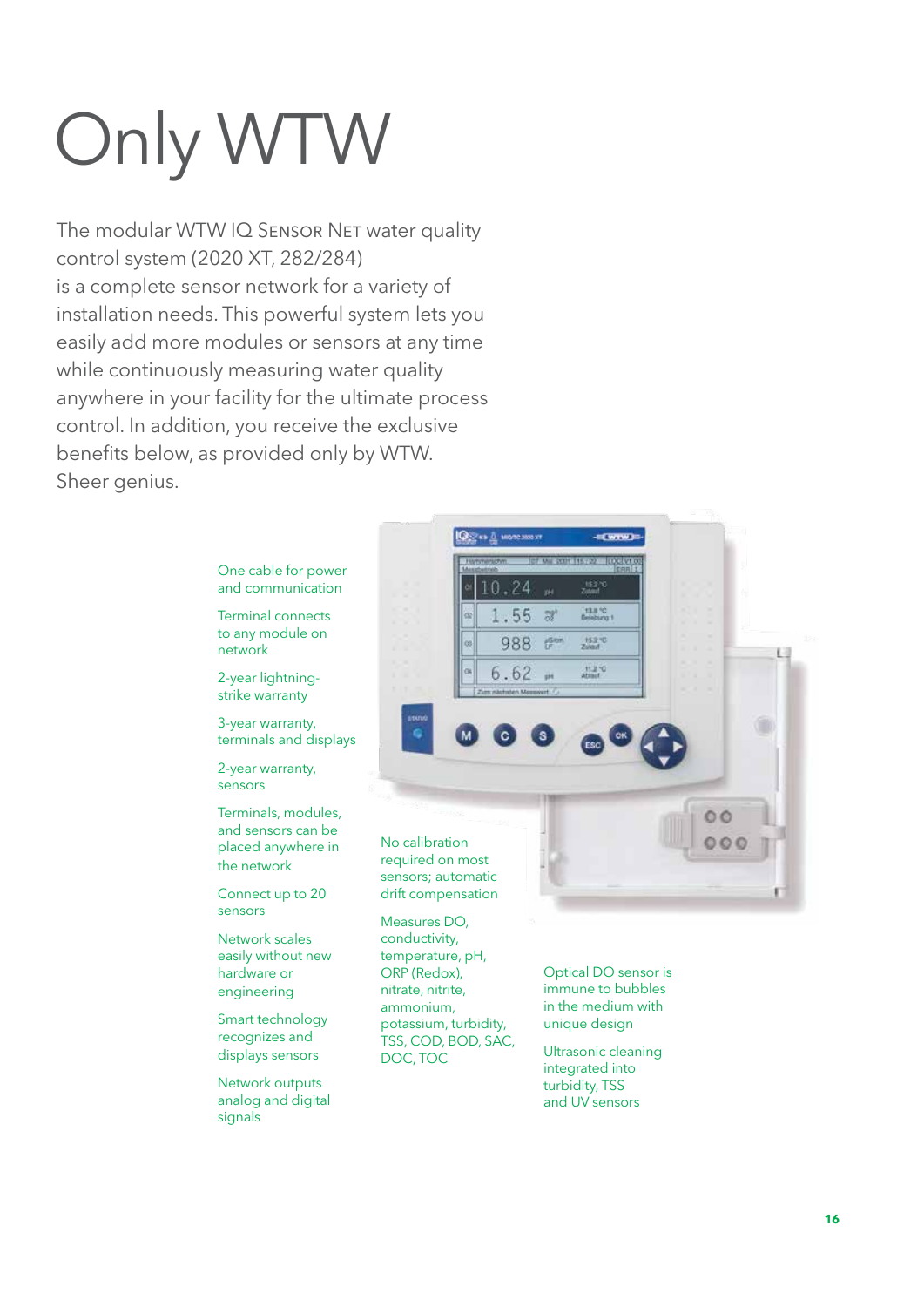# Only WTW

The modular WTW IQ SENSOR NET water quality control system (2020 XT, 282/284)
is a complete sensor network for a variety of installation needs. This powerful system lets you easily add more modules or sensors at any time while continuously measuring water quality anywhere in your facility for the ultimate process control. In addition, you receive the exclusive benefits below, as provided only by WTW.
Sheer genius.

- One cable for power and communication
- Terminal connects to any module on network
- 2-year lightning-strike warranty
- 3-year warranty, terminals and displays
- 2-year warranty, sensors
- Terminals, modules, and sensors can be placed anywhere in the network
- Connect up to 20 sensors
- Network scales easily without new hardware or engineering
- Smart technology recognizes and displays sensors
- Network outputs analog and digital signals
- No calibration required on most sensors; automatic drift compensation
- Measures DO, conductivity, temperature, pH, ORP (Redox), nitrate, nitrite, ammonium, potassium, turbidity, TSS, COD, BOD, SAC, DOC, TOC
- Optical DO sensor is immune to bubbles in the medium with unique design
- Ultrasonic cleaning integrated into turbidity, TSS and UV sensors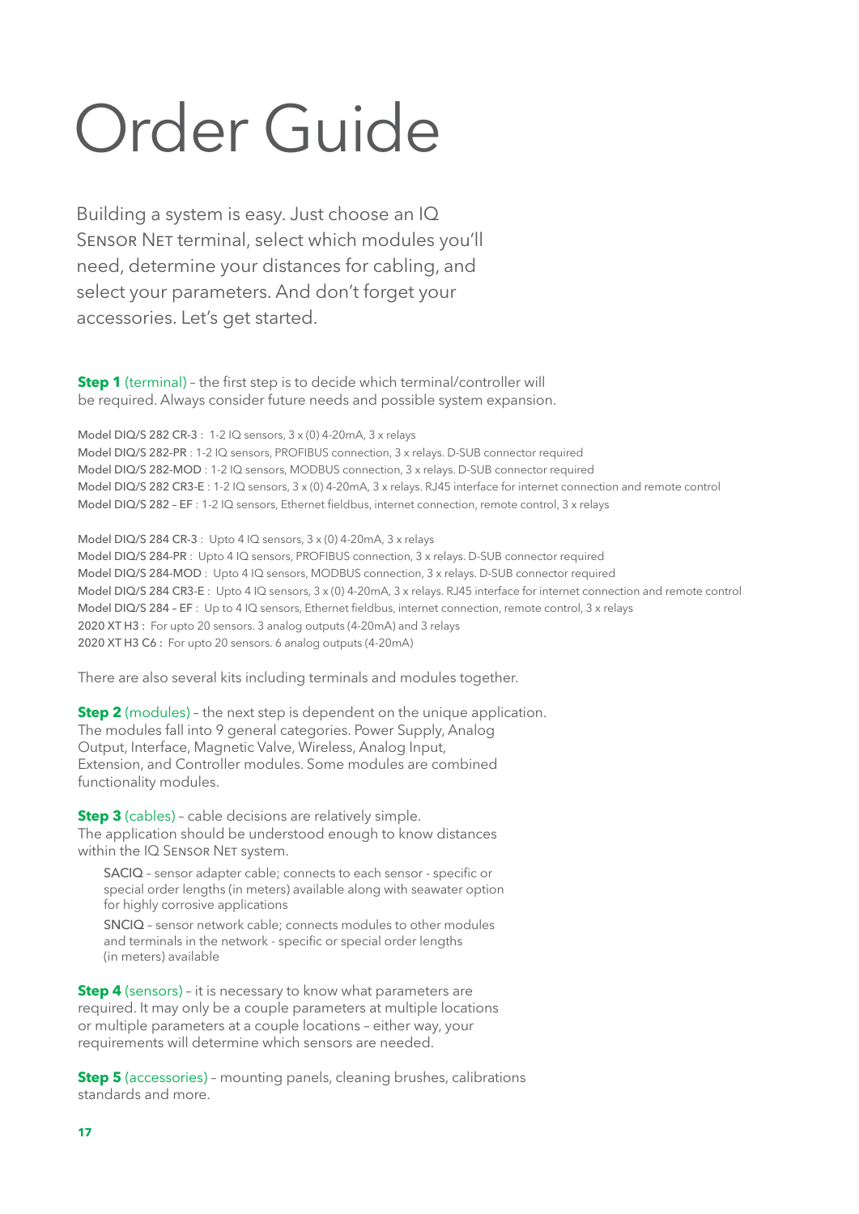# Order Guide

Building a system is easy. Just choose an IQ Sensor Net terminal, select which modules you'll need, determine your distances for cabling, and select your parameters. And don't forget your accessories. Let's get started.

**Step 1** (terminal) – the first step is to decide which terminal/controller will be required. Always consider future needs and possible system expansion.

Model DIQ/S 282 CR-3 : 1-2 IQ sensors, 3 x (0) 4-20mA, 3 x relays
Model DIQ/S 282-PR : 1-2 IQ sensors, PROFIBUS connection, 3 x relays. D-SUB connector required
Model DIQ/S 282-MOD : 1-2 IQ sensors, MODBUS connection, 3 x relays. D-SUB connector required
Model DIQ/S 282 CR3-E : 1-2 IQ sensors, 3 x (0) 4-20mA, 3 x relays. RJ45 interface for internet connection and remote control
Model DIQ/S 282 – EF : 1-2 IQ sensors, Ethernet fieldbus, internet connection, remote control, 3 x relays

Model DIQ/S 284 CR-3 : Upto 4 IQ sensors, 3 x (0) 4-20mA, 3 x relays
Model DIQ/S 284-PR : Upto 4 IQ sensors, PROFIBUS connection, 3 x relays. D-SUB connector required
Model DIQ/S 284-MOD : Upto 4 IQ sensors, MODBUS connection, 3 x relays. D-SUB connector required
Model DIQ/S 284 CR3-E : Upto 4 IQ sensors, 3 x (0) 4-20mA, 3 x relays. RJ45 interface for internet connection and remote control
Model DIQ/S 284 – EF : Up to 4 IQ sensors, Ethernet fieldbus, internet connection, remote control, 3 x relays
2020 XT H3 : For upto 20 sensors. 3 analog outputs (4-20mA) and 3 relays
2020 XT H3 C6 : For upto 20 sensors. 6 analog outputs (4-20mA)

There are also several kits including terminals and modules together.

**Step 2** (modules) – the next step is dependent on the unique application. The modules fall into 9 general categories. Power Supply, Analog Output, Interface, Magnetic Valve, Wireless, Analog Input, Extension, and Controller modules. Some modules are combined functionality modules.

**Step 3** (cables) – cable decisions are relatively simple. The application should be understood enough to know distances within the IQ Sensor Net system.

SACIQ – sensor adapter cable; connects to each sensor - specific or special order lengths (in meters) available along with seawater option for highly corrosive applications

SNCIQ – sensor network cable; connects modules to other modules and terminals in the network - specific or special order lengths (in meters) available

**Step 4** (sensors) – it is necessary to know what parameters are required. It may only be a couple parameters at multiple locations or multiple parameters at a couple locations – either way, your requirements will determine which sensors are needed.

**Step 5** (accessories) – mounting panels, cleaning brushes, calibrations standards and more.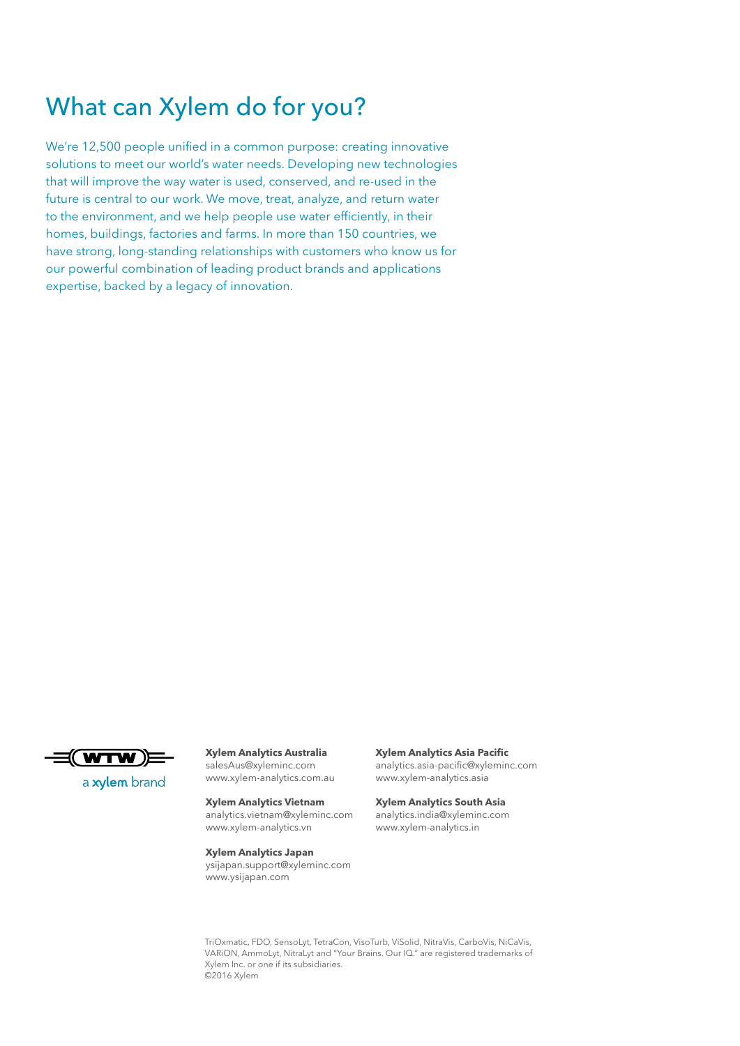# What can Xylem do for you?

We're 12,500 people unified in a common purpose: creating innovative solutions to meet our world's water needs. Developing new technologies that will improve the way water is used, conserved, and re-used in the future is central to our work. We move, treat, analyze, and return water to the environment, and we help people use water efficiently, in their homes, buildings, factories and farms. In more than 150 countries, we have strong, long-standing relationships with customers who know us for our powerful combination of leading product brands and applications expertise, backed by a legacy of innovation.

WTW

a xylem brand

**Xylem Analytics Australia**
salesAus@xyleminc.com
www.xylem-analytics.com.au

**Xylem Analytics Vietnam**
analytics.vietnam@xyleminc.com
www.xylem-analytics.vn

**Xylem Analytics Japan**
ysijapan.support@xyleminc.com
www.ysijapan.com

**Xylem Analytics Asia Pacific**
analytics.asia-pacific@xyleminc.com
www.xylem-analytics.asia

**Xylem Analytics South Asia**
analytics.india@xyleminc.com
www.xylem-analytics.in

TriOxmatic, FDO, SensoLyt, TetraCon, VisoTurb, ViSolid, NitraVis, CarboVis, NiCaVis, VARiON, AmmoLyt, NitraLyt and "Your Brains. Our IQ." are registered trademarks of Xylem Inc. or one if its subsidiaries.
©2016 Xylem